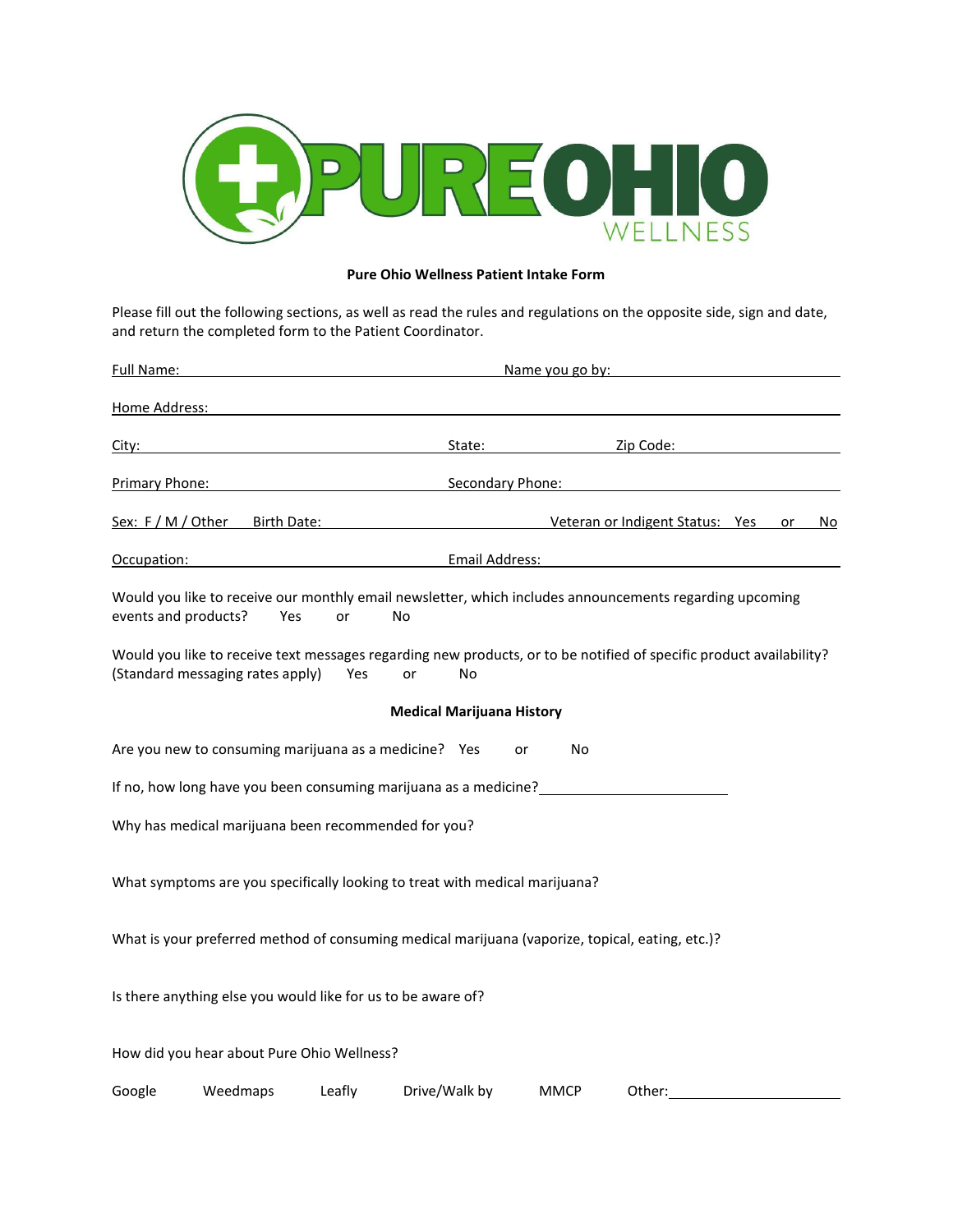**Pure Ohio Wellness Patient Intake Form**

Please fill out the following sections, as well as read the rules and regulations on the opposite side, sign and date, and return the completed form to the Patient Coordinator.

Full Name: ______________________ Name you go by: ______________________

Home Address: ______________________________________________

City: ______________________ State: __________ Zip Code: __________

Primary Phone: ______________________ Secondary Phone: ______________________

Sex: F / M / Other Birth Date: ______________________ Veteran or Indigent Status: Yes or No

Occupation: ______________________ Email Address: ______________________

Would you like to receive our monthly email newsletter, which includes announcements regarding upcoming events and products? Yes or No

Would you like to receive text messages regarding new products, or to be notified of specific product availability? (Standard messaging rates apply) Yes or No

**Medical Marijuana History**

Are you new to consuming marijuana as a medicine? Yes or No

If no, how long have you been consuming marijuana as a medicine? ______________________

Why has medical marijuana been recommended for you?

What symptoms are you specifically looking to treat with medical marijuana?

What is your preferred method of consuming medical marijuana (vaporize, topical, eating, etc.)?

Is there anything else you would like for us to be aware of?

How did you hear about Pure Ohio Wellness?

Google Weedmaps Leafly Drive/Walk by MMCP Other: ______________________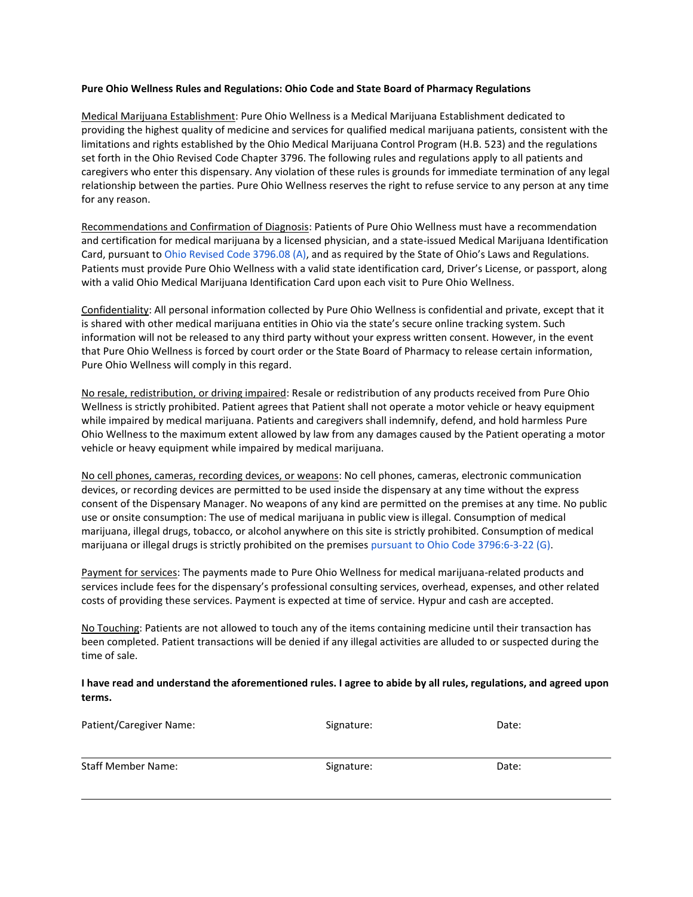**Pure Ohio Wellness Rules and Regulations: Ohio Code and State Board of Pharmacy Regulations**

<u>Medical Marijuana Establishment</u>: Pure Ohio Wellness is a Medical Marijuana Establishment dedicated to providing the highest quality of medicine and services for qualified medical marijuana patients, consistent with the limitations and rights established by the Ohio Medical Marijuana Control Program (H.B. 523) and the regulations set forth in the Ohio Revised Code Chapter 3796. The following rules and regulations apply to all patients and caregivers who enter this dispensary. Any violation of these rules is grounds for immediate termination of any legal relationship between the parties. Pure Ohio Wellness reserves the right to refuse service to any person at any time for any reason.

<u>Recommendations and Confirmation of Diagnosis</u>: Patients of Pure Ohio Wellness must have a recommendation and certification for medical marijuana by a licensed physician, and a state-issued Medical Marijuana Identification Card, pursuant to Ohio Revised Code 3796.08 (A), and as required by the State of Ohio's Laws and Regulations. Patients must provide Pure Ohio Wellness with a valid state identification card, Driver's License, or passport, along with a valid Ohio Medical Marijuana Identification Card upon each visit to Pure Ohio Wellness.

<u>Confidentiality</u>: All personal information collected by Pure Ohio Wellness is confidential and private, except that it is shared with other medical marijuana entities in Ohio via the state's secure online tracking system. Such information will not be released to any third party without your express written consent. However, in the event that Pure Ohio Wellness is forced by court order or the State Board of Pharmacy to release certain information, Pure Ohio Wellness will comply in this regard.

<u>No resale, redistribution, or driving impaired</u>: Resale or redistribution of any products received from Pure Ohio Wellness is strictly prohibited. Patient agrees that Patient shall not operate a motor vehicle or heavy equipment while impaired by medical marijuana. Patients and caregivers shall indemnify, defend, and hold harmless Pure Ohio Wellness to the maximum extent allowed by law from any damages caused by the Patient operating a motor vehicle or heavy equipment while impaired by medical marijuana.

<u>No cell phones, cameras, recording devices, or weapons</u>: No cell phones, cameras, electronic communication devices, or recording devices are permitted to be used inside the dispensary at any time without the express consent of the Dispensary Manager. No weapons of any kind are permitted on the premises at any time. No public use or onsite consumption: The use of medical marijuana in public view is illegal. Consumption of medical marijuana, illegal drugs, tobacco, or alcohol anywhere on this site is strictly prohibited. Consumption of medical marijuana or illegal drugs is strictly prohibited on the premises pursuant to Ohio Code 3796:6-3-22 (G).

<u>Payment for services</u>: The payments made to Pure Ohio Wellness for medical marijuana-related products and services include fees for the dispensary's professional consulting services, overhead, expenses, and other related costs of providing these services. Payment is expected at time of service. Hypur and cash are accepted.

<u>No Touching</u>: Patients are not allowed to touch any of the items containing medicine until their transaction has been completed. Patient transactions will be denied if any illegal activities are alluded to or suspected during the time of sale.

**I have read and understand the aforementioned rules. I agree to abide by all rules, regulations, and agreed upon terms.**

| | | |
|---|---|---|
| Patient/Caregiver Name: | Signature: | Date: |
| Staff Member Name: | Signature: | Date: |